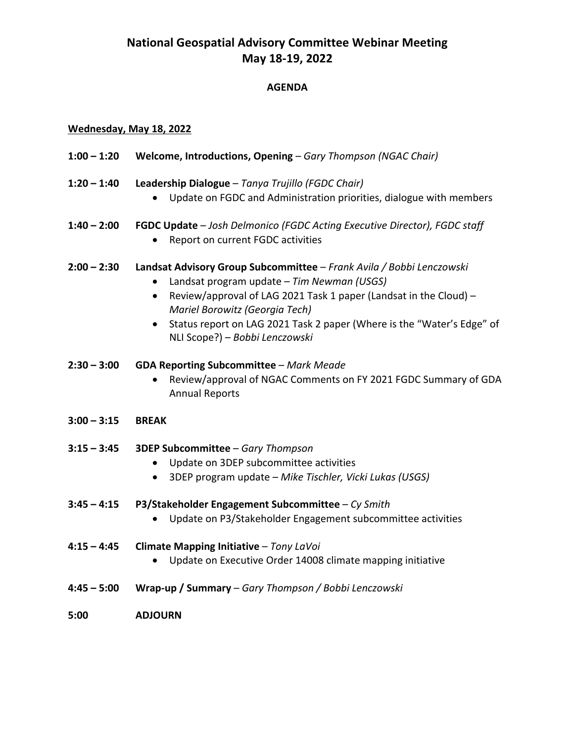# National Geospatial Advisory Committee Webinar Meeting
# May 18-19, 2022

## AGENDA

**Wednesday, May 18, 2022**

**1:00 – 1:20** **Welcome, Introductions, Opening** – *Gary Thompson (NGAC Chair)*

**1:20 – 1:40** **Leadership Dialogue** – *Tanya Trujillo (FGDC Chair)*
- Update on FGDC and Administration priorities, dialogue with members

**1:40 – 2:00** **FGDC Update** – *Josh Delmonico (FGDC Acting Executive Director), FGDC staff*
- Report on current FGDC activities

**2:00 – 2:30** **Landsat Advisory Group Subcommittee** – *Frank Avila / Bobbi Lenczowski*
- Landsat program update – *Tim Newman (USGS)*
- Review/approval of LAG 2021 Task 1 paper (Landsat in the Cloud) – *Mariel Borowitz (Georgia Tech)*
- Status report on LAG 2021 Task 2 paper (Where is the "Water's Edge" of NLI Scope?) – *Bobbi Lenczowski*

**2:30 – 3:00** **GDA Reporting Subcommittee** – *Mark Meade*
- Review/approval of NGAC Comments on FY 2021 FGDC Summary of GDA Annual Reports

**3:00 – 3:15** **BREAK**

**3:15 – 3:45** **3DEP Subcommittee** – *Gary Thompson*
- Update on 3DEP subcommittee activities
- 3DEP program update – *Mike Tischler, Vicki Lukas (USGS)*

**3:45 – 4:15** **P3/Stakeholder Engagement Subcommittee** – *Cy Smith*
- Update on P3/Stakeholder Engagement subcommittee activities

**4:15 – 4:45** **Climate Mapping Initiative** – *Tony LaVoi*
- Update on Executive Order 14008 climate mapping initiative

**4:45 – 5:00** **Wrap-up / Summary** – *Gary Thompson / Bobbi Lenczowski*

**5:00** **ADJOURN**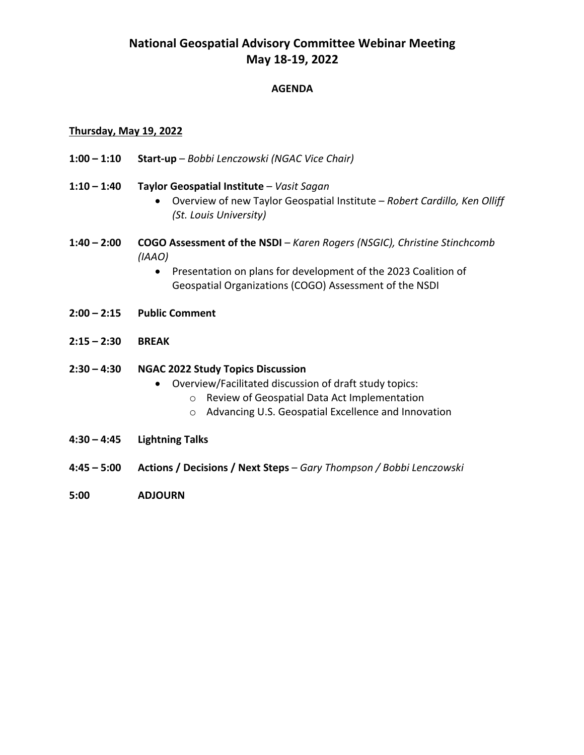# National Geospatial Advisory Committee Webinar Meeting
# May 18-19, 2022

**AGENDA**

**Thursday, May 19, 2022**

**1:00 – 1:10** **Start-up** – *Bobbi Lenczowski (NGAC Vice Chair)*

**1:10 – 1:40** **Taylor Geospatial Institute** – *Vasit Sagan*

- Overview of new Taylor Geospatial Institute – *Robert Cardillo, Ken Olliff (St. Louis University)*

**1:40 – 2:00** **COGO Assessment of the NSDI** – *Karen Rogers (NSGIC), Christine Stinchcomb (IAAO)*

- Presentation on plans for development of the 2023 Coalition of Geospatial Organizations (COGO) Assessment of the NSDI

**2:00 – 2:15** **Public Comment**

**2:15 – 2:30** **BREAK**

**2:30 – 4:30** **NGAC 2022 Study Topics Discussion**

- Overview/Facilitated discussion of draft study topics:
  - Review of Geospatial Data Act Implementation
  - Advancing U.S. Geospatial Excellence and Innovation

**4:30 – 4:45** **Lightning Talks**

**4:45 – 5:00** **Actions / Decisions / Next Steps** – *Gary Thompson / Bobbi Lenczowski*

**5:00** **ADJOURN**